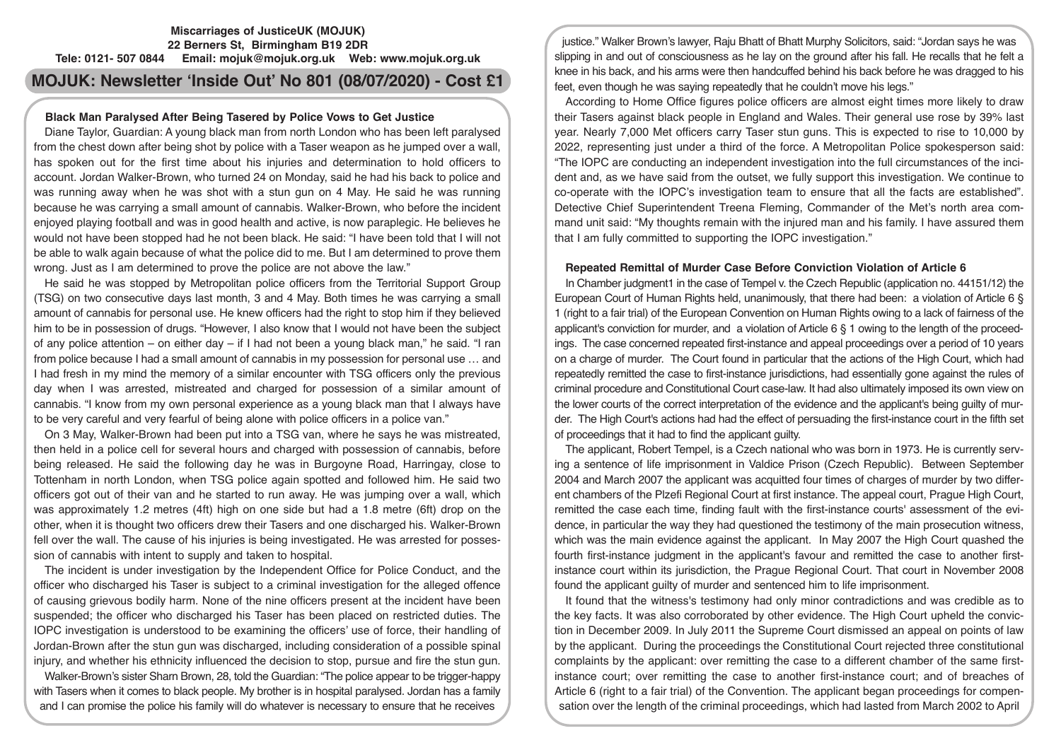**Miscarriages of JusticeUK (MOJUK)**
**22 Berners St, Birmingham B19 2DR**
**Tele: 0121- 507 0844 Email: mojuk@mojuk.org.uk Web: www.mojuk.org.uk**

# MOJUK: Newsletter 'Inside Out' No 801 (08/07/2020) - Cost £1

## Black Man Paralysed After Being Tasered by Police Vows to Get Justice

Diane Taylor, Guardian: A young black man from north London who has been left paralysed from the chest down after being shot by police with a Taser weapon as he jumped over a wall, has spoken out for the first time about his injuries and determination to hold officers to account. Jordan Walker-Brown, who turned 24 on Monday, said he had his back to police and was running away when he was shot with a stun gun on 4 May. He said he was running because he was carrying a small amount of cannabis. Walker-Brown, who before the incident enjoyed playing football and was in good health and active, is now paraplegic. He believes he would not have been stopped had he not been black. He said: "I have been told that I will not be able to walk again because of what the police did to me. But I am determined to prove them wrong. Just as I am determined to prove the police are not above the law."

He said he was stopped by Metropolitan police officers from the Territorial Support Group (TSG) on two consecutive days last month, 3 and 4 May. Both times he was carrying a small amount of cannabis for personal use. He knew officers had the right to stop him if they believed him to be in possession of drugs. "However, I also know that I would not have been the subject of any police attention – on either day – if I had not been a young black man," he said. "I ran from police because I had a small amount of cannabis in my possession for personal use … and I had fresh in my mind the memory of a similar encounter with TSG officers only the previous day when I was arrested, mistreated and charged for possession of a similar amount of cannabis. "I know from my own personal experience as a young black man that I always have to be very careful and very fearful of being alone with police officers in a police van."

On 3 May, Walker-Brown had been put into a TSG van, where he says he was mistreated, then held in a police cell for several hours and charged with possession of cannabis, before being released. He said the following day he was in Burgoyne Road, Harringay, close to Tottenham in north London, when TSG police again spotted and followed him. He said two officers got out of their van and he started to run away. He was jumping over a wall, which was approximately 1.2 metres (4ft) high on one side but had a 1.8 metre (6ft) drop on the other, when it is thought two officers drew their Tasers and one discharged his. Walker-Brown fell over the wall. The cause of his injuries is being investigated. He was arrested for possession of cannabis with intent to supply and taken to hospital.

The incident is under investigation by the Independent Office for Police Conduct, and the officer who discharged his Taser is subject to a criminal investigation for the alleged offence of causing grievous bodily harm. None of the nine officers present at the incident have been suspended; the officer who discharged his Taser has been placed on restricted duties. The IOPC investigation is understood to be examining the officers' use of force, their handling of Jordan-Brown after the stun gun was discharged, including consideration of a possible spinal injury, and whether his ethnicity influenced the decision to stop, pursue and fire the stun gun.

Walker-Brown's sister Sharn Brown, 28, told the Guardian: "The police appear to be trigger-happy with Tasers when it comes to black people. My brother is in hospital paralysed. Jordan has a family and I can promise the police his family will do whatever is necessary to ensure that he receives justice." Walker Brown's lawyer, Raju Bhatt of Bhatt Murphy Solicitors, said: "Jordan says he was slipping in and out of consciousness as he lay on the ground after his fall. He recalls that he felt a knee in his back, and his arms were then handcuffed behind his back before he was dragged to his feet, even though he was saying repeatedly that he couldn't move his legs."

According to Home Office figures police officers are almost eight times more likely to draw their Tasers against black people in England and Wales. Their general use rose by 39% last year. Nearly 7,000 Met officers carry Taser stun guns. This is expected to rise to 10,000 by 2022, representing just under a third of the force. A Metropolitan Police spokesperson said: "The IOPC are conducting an independent investigation into the full circumstances of the incident and, as we have said from the outset, we fully support this investigation. We continue to co-operate with the IOPC's investigation team to ensure that all the facts are established". Detective Chief Superintendent Treena Fleming, Commander of the Met's north area command unit said: "My thoughts remain with the injured man and his family. I have assured them that I am fully committed to supporting the IOPC investigation."

## Repeated Remittal of Murder Case Before Conviction Violation of Article 6

In Chamber judgment1 in the case of Tempel v. the Czech Republic (application no. 44151/12) the European Court of Human Rights held, unanimously, that there had been: a violation of Article 6 § 1 (right to a fair trial) of the European Convention on Human Rights owing to a lack of fairness of the applicant's conviction for murder, and a violation of Article 6 § 1 owing to the length of the proceedings. The case concerned repeated first-instance and appeal proceedings over a period of 10 years on a charge of murder. The Court found in particular that the actions of the High Court, which had repeatedly remitted the case to first-instance jurisdictions, had essentially gone against the rules of criminal procedure and Constitutional Court case-law. It had also ultimately imposed its own view on the lower courts of the correct interpretation of the evidence and the applicant's being guilty of murder. The High Court's actions had had the effect of persuading the first-instance court in the fifth set of proceedings that it had to find the applicant guilty.

The applicant, Robert Tempel, is a Czech national who was born in 1973. He is currently serving a sentence of life imprisonment in Valdice Prison (Czech Republic). Between September 2004 and March 2007 the applicant was acquitted four times of charges of murder by two different chambers of the Plzefi Regional Court at first instance. The appeal court, Prague High Court, remitted the case each time, finding fault with the first-instance courts' assessment of the evidence, in particular the way they had questioned the testimony of the main prosecution witness, which was the main evidence against the applicant. In May 2007 the High Court quashed the fourth first-instance judgment in the applicant's favour and remitted the case to another first-instance court within its jurisdiction, the Prague Regional Court. That court in November 2008 found the applicant guilty of murder and sentenced him to life imprisonment.

It found that the witness's testimony had only minor contradictions and was credible as to the key facts. It was also corroborated by other evidence. The High Court upheld the conviction in December 2009. In July 2011 the Supreme Court dismissed an appeal on points of law by the applicant. During the proceedings the Constitutional Court rejected three constitutional complaints by the applicant: over remitting the case to a different chamber of the same first-instance court; over remitting the case to another first-instance court; and of breaches of Article 6 (right to a fair trial) of the Convention. The applicant began proceedings for compensation over the length of the criminal proceedings, which had lasted from March 2002 to April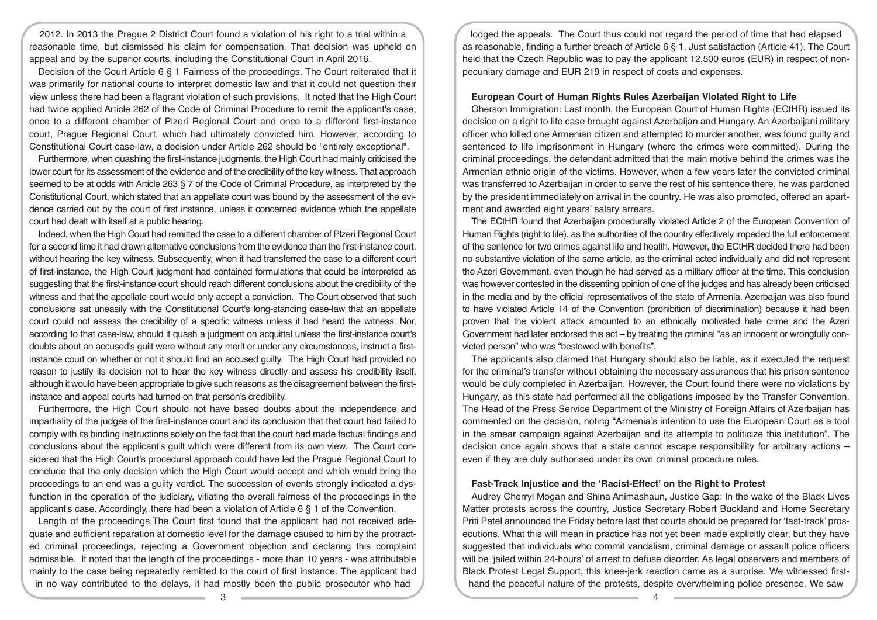2012. In 2013 the Prague 2 District Court found a violation of his right to a trial within a reasonable time, but dismissed his claim for compensation. That decision was upheld on appeal and by the superior courts, including the Constitutional Court in April 2016.

Decision of the Court Article 6 § 1 Fairness of the proceedings. The Court reiterated that it was primarily for national courts to interpret domestic law and that it could not question their view unless there had been a flagrant violation of such provisions. It noted that the High Court had twice applied Article 262 of the Code of Criminal Procedure to remit the applicant's case, once to a different chamber of Plzeri Regional Court and once to a different first-instance court, Prague Regional Court, which had ultimately convicted him. However, according to Constitutional Court case-law, a decision under Article 262 should be "entirely exceptional".

Furthermore, when quashing the first-instance judgments, the High Court had mainly criticised the lower court for its assessment of the evidence and of the credibility of the key witness. That approach seemed to be at odds with Article 263 § 7 of the Code of Criminal Procedure, as interpreted by the Constitutional Court, which stated that an appellate court was bound by the assessment of the evidence carried out by the court of first instance, unless it concerned evidence which the appellate court had dealt with itself at a public hearing.

Indeed, when the High Court had remitted the case to a different chamber of Plzeri Regional Court for a second time it had drawn alternative conclusions from the evidence than the first-instance court, without hearing the key witness. Subsequently, when it had transferred the case to a different court of first-instance, the High Court judgment had contained formulations that could be interpreted as suggesting that the first-instance court should reach different conclusions about the credibility of the witness and that the appellate court would only accept a conviction. The Court observed that such conclusions sat uneasily with the Constitutional Court's long-standing case-law that an appellate court could not assess the credibility of a specific witness unless it had heard the witness. Nor, according to that case-law, should it quash a judgment on acquittal unless the first-instance court's doubts about an accused's guilt were without any merit or under any circumstances, instruct a first-instance court on whether or not it should find an accused guilty. The High Court had provided no reason to justify its decision not to hear the key witness directly and assess his credibility itself, although it would have been appropriate to give such reasons as the disagreement between the first-instance and appeal courts had turned on that person's credibility.

Furthermore, the High Court should not have based doubts about the independence and impartiality of the judges of the first-instance court and its conclusion that that court had failed to comply with its binding instructions solely on the fact that the court had made factual findings and conclusions about the applicant's guilt which were different from its own view. The Court considered that the High Court's procedural approach could have led the Prague Regional Court to conclude that the only decision which the High Court would accept and which would bring the proceedings to an end was a guilty verdict. The succession of events strongly indicated a dysfunction in the operation of the judiciary, vitiating the overall fairness of the proceedings in the applicant's case. Accordingly, there had been a violation of Article 6 § 1 of the Convention.

Length of the proceedings.The Court first found that the applicant had not received adequate and sufficient reparation at domestic level for the damage caused to him by the protracted criminal proceedings, rejecting a Government objection and declaring this complaint admissible. It noted that the length of the proceedings - more than 10 years - was attributable mainly to the case being repeatedly remitted to the court of first instance. The applicant had in no way contributed to the delays, it had mostly been the public prosecutor who had lodged the appeals. The Court thus could not regard the period of time that had elapsed as reasonable, finding a further breach of Article 6 § 1. Just satisfaction (Article 41). The Court held that the Czech Republic was to pay the applicant 12,500 euros (EUR) in respect of non-pecuniary damage and EUR 219 in respect of costs and expenses.

### European Court of Human Rights Rules Azerbaijan Violated Right to Life

Gherson Immigration: Last month, the European Court of Human Rights (ECtHR) issued its decision on a right to life case brought against Azerbaijan and Hungary. An Azerbaijani military officer who killed one Armenian citizen and attempted to murder another, was found guilty and sentenced to life imprisonment in Hungary (where the crimes were committed). During the criminal proceedings, the defendant admitted that the main motive behind the crimes was the Armenian ethnic origin of the victims. However, when a few years later the convicted criminal was transferred to Azerbaijan in order to serve the rest of his sentence there, he was pardoned by the president immediately on arrival in the country. He was also promoted, offered an apartment and awarded eight years' salary arrears.

The ECtHR found that Azerbaijan procedurally violated Article 2 of the European Convention of Human Rights (right to life), as the authorities of the country effectively impeded the full enforcement of the sentence for two crimes against life and health. However, the ECtHR decided there had been no substantive violation of the same article, as the criminal acted individually and did not represent the Azeri Government, even though he had served as a military officer at the time. This conclusion was however contested in the dissenting opinion of one of the judges and has already been criticised in the media and by the official representatives of the state of Armenia. Azerbaijan was also found to have violated Article 14 of the Convention (prohibition of discrimination) because it had been proven that the violent attack amounted to an ethnically motivated hate crime and the Azeri Government had later endorsed this act – by treating the criminal "as an innocent or wrongfully convicted person" who was "bestowed with benefits".

The applicants also claimed that Hungary should also be liable, as it executed the request for the criminal's transfer without obtaining the necessary assurances that his prison sentence would be duly completed in Azerbaijan. However, the Court found there were no violations by Hungary, as this state had performed all the obligations imposed by the Transfer Convention. The Head of the Press Service Department of the Ministry of Foreign Affairs of Azerbaijan has commented on the decision, noting "Armenia's intention to use the European Court as a tool in the smear campaign against Azerbaijan and its attempts to politicize this institution". The decision once again shows that a state cannot escape responsibility for arbitrary actions – even if they are duly authorised under its own criminal procedure rules.

### Fast-Track Injustice and the 'Racist-Effect' on the Right to Protest

Audrey Cherryl Mogan and Shina Animashaun, Justice Gap: In the wake of the Black Lives Matter protests across the country, Justice Secretary Robert Buckland and Home Secretary Priti Patel announced the Friday before last that courts should be prepared for 'fast-track' prosecutions. What this will mean in practice has not yet been made explicitly clear, but they have suggested that individuals who commit vandalism, criminal damage or assault police officers will be 'jailed within 24-hours' of arrest to defuse disorder. As legal observers and members of Black Protest Legal Support, this knee-jerk reaction came as a surprise. We witnessed first-hand the peaceful nature of the protests, despite overwhelming police presence. We saw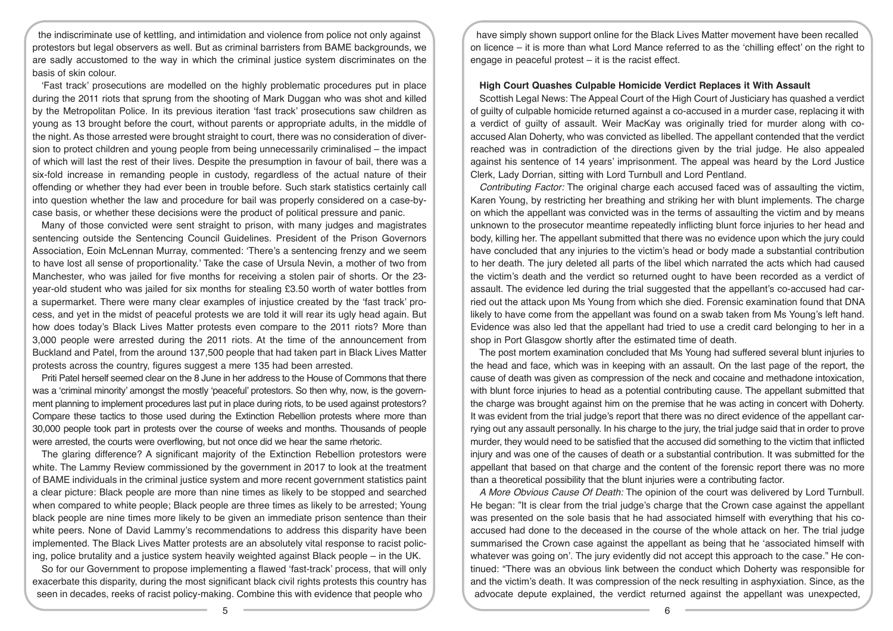the indiscriminate use of kettling, and intimidation and violence from police not only against protestors but legal observers as well. But as criminal barristers from BAME backgrounds, we are sadly accustomed to the way in which the criminal justice system discriminates on the basis of skin colour.

'Fast track' prosecutions are modelled on the highly problematic procedures put in place during the 2011 riots that sprung from the shooting of Mark Duggan who was shot and killed by the Metropolitan Police. In its previous iteration 'fast track' prosecutions saw children as young as 13 brought before the court, without parents or appropriate adults, in the middle of the night. As those arrested were brought straight to court, there was no consideration of diversion to protect children and young people from being unnecessarily criminalised – the impact of which will last the rest of their lives. Despite the presumption in favour of bail, there was a six-fold increase in remanding people in custody, regardless of the actual nature of their offending or whether they had ever been in trouble before. Such stark statistics certainly call into question whether the law and procedure for bail was properly considered on a case-by-case basis, or whether these decisions were the product of political pressure and panic.

Many of those convicted were sent straight to prison, with many judges and magistrates sentencing outside the Sentencing Council Guidelines. President of the Prison Governors Association, Eoin McLennan Murray, commented: 'There's a sentencing frenzy and we seem to have lost all sense of proportionality.' Take the case of Ursula Nevin, a mother of two from Manchester, who was jailed for five months for receiving a stolen pair of shorts. Or the 23-year-old student who was jailed for six months for stealing £3.50 worth of water bottles from a supermarket. There were many clear examples of injustice created by the 'fast track' process, and yet in the midst of peaceful protests we are told it will rear its ugly head again. But how does today's Black Lives Matter protests even compare to the 2011 riots? More than 3,000 people were arrested during the 2011 riots. At the time of the announcement from Buckland and Patel, from the around 137,500 people that had taken part in Black Lives Matter protests across the country, figures suggest a mere 135 had been arrested.

Priti Patel herself seemed clear on the 8 June in her address to the House of Commons that there was a 'criminal minority' amongst the mostly 'peaceful' protestors. So then why, now, is the government planning to implement procedures last put in place during riots, to be used against protestors? Compare these tactics to those used during the Extinction Rebellion protests where more than 30,000 people took part in protests over the course of weeks and months. Thousands of people were arrested, the courts were overflowing, but not once did we hear the same rhetoric.

The glaring difference? A significant majority of the Extinction Rebellion protestors were white. The Lammy Review commissioned by the government in 2017 to look at the treatment of BAME individuals in the criminal justice system and more recent government statistics paint a clear picture: Black people are more than nine times as likely to be stopped and searched when compared to white people; Black people are three times as likely to be arrested; Young black people are nine times more likely to be given an immediate prison sentence than their white peers. None of David Lammy's recommendations to address this disparity have been implemented. The Black Lives Matter protests are an absolutely vital response to racist policing, police brutality and a justice system heavily weighted against Black people – in the UK.

So for our Government to propose implementing a flawed 'fast-track' process, that will only exacerbate this disparity, during the most significant black civil rights protests this country has seen in decades, reeks of racist policy-making. Combine this with evidence that people who have simply shown support online for the Black Lives Matter movement have been recalled on licence – it is more than what Lord Mance referred to as the 'chilling effect' on the right to engage in peaceful protest – it is the racist effect.

### High Court Quashes Culpable Homicide Verdict Replaces it With Assault

Scottish Legal News: The Appeal Court of the High Court of Justiciary has quashed a verdict of guilty of culpable homicide returned against a co-accused in a murder case, replacing it with a verdict of guilty of assault. Weir MacKay was originally tried for murder along with co-accused Alan Doherty, who was convicted as libelled. The appellant contended that the verdict reached was in contradiction of the directions given by the trial judge. He also appealed against his sentence of 14 years' imprisonment. The appeal was heard by the Lord Justice Clerk, Lady Dorrian, sitting with Lord Turnbull and Lord Pentland.

*Contributing Factor:* The original charge each accused faced was of assaulting the victim, Karen Young, by restricting her breathing and striking her with blunt implements. The charge on which the appellant was convicted was in the terms of assaulting the victim and by means unknown to the prosecutor meantime repeatedly inflicting blunt force injuries to her head and body, killing her. The appellant submitted that there was no evidence upon which the jury could have concluded that any injuries to the victim's head or body made a substantial contribution to her death. The jury deleted all parts of the libel which narrated the acts which had caused the victim's death and the verdict so returned ought to have been recorded as a verdict of assault. The evidence led during the trial suggested that the appellant's co-accused had carried out the attack upon Ms Young from which she died. Forensic examination found that DNA likely to have come from the appellant was found on a swab taken from Ms Young's left hand. Evidence was also led that the appellant had tried to use a credit card belonging to her in a shop in Port Glasgow shortly after the estimated time of death.

The post mortem examination concluded that Ms Young had suffered several blunt injuries to the head and face, which was in keeping with an assault. On the last page of the report, the cause of death was given as compression of the neck and cocaine and methadone intoxication, with blunt force injuries to head as a potential contributing cause. The appellant submitted that the charge was brought against him on the premise that he was acting in concert with Doherty. It was evident from the trial judge's report that there was no direct evidence of the appellant carrying out any assault personally. In his charge to the jury, the trial judge said that in order to prove murder, they would need to be satisfied that the accused did something to the victim that inflicted injury and was one of the causes of death or a substantial contribution. It was submitted for the appellant that based on that charge and the content of the forensic report there was no more than a theoretical possibility that the blunt injuries were a contributing factor.

*A More Obvious Cause Of Death:* The opinion of the court was delivered by Lord Turnbull. He began: "It is clear from the trial judge's charge that the Crown case against the appellant was presented on the sole basis that he had associated himself with everything that his co-accused had done to the deceased in the course of the whole attack on her. The trial judge summarised the Crown case against the appellant as being that he 'associated himself with whatever was going on'. The jury evidently did not accept this approach to the case." He continued: "There was an obvious link between the conduct which Doherty was responsible for and the victim's death. It was compression of the neck resulting in asphyxiation. Since, as the advocate depute explained, the verdict returned against the appellant was unexpected,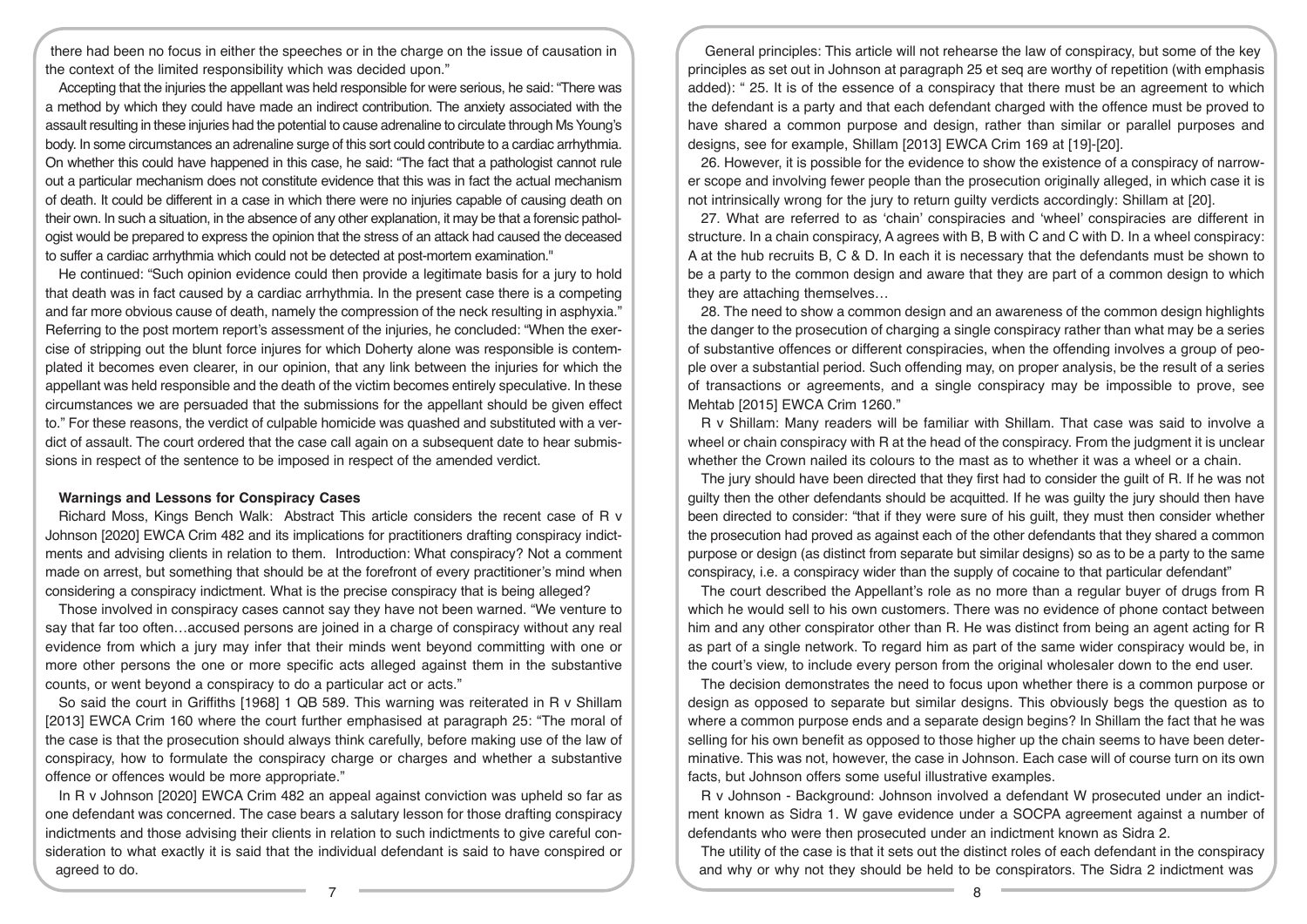there had been no focus in either the speeches or in the charge on the issue of causation in the context of the limited responsibility which was decided upon."

Accepting that the injuries the appellant was held responsible for were serious, he said: "There was a method by which they could have made an indirect contribution. The anxiety associated with the assault resulting in these injuries had the potential to cause adrenaline to circulate through Ms Young's body. In some circumstances an adrenaline surge of this sort could contribute to a cardiac arrhythmia. On whether this could have happened in this case, he said: "The fact that a pathologist cannot rule out a particular mechanism does not constitute evidence that this was in fact the actual mechanism of death. It could be different in a case in which there were no injuries capable of causing death on their own. In such a situation, in the absence of any other explanation, it may be that a forensic pathologist would be prepared to express the opinion that the stress of an attack had caused the deceased to suffer a cardiac arrhythmia which could not be detected at post-mortem examination."

He continued: "Such opinion evidence could then provide a legitimate basis for a jury to hold that death was in fact caused by a cardiac arrhythmia. In the present case there is a competing and far more obvious cause of death, namely the compression of the neck resulting in asphyxia." Referring to the post mortem report's assessment of the injuries, he concluded: "When the exercise of stripping out the blunt force injures for which Doherty alone was responsible is contemplated it becomes even clearer, in our opinion, that any link between the injuries for which the appellant was held responsible and the death of the victim becomes entirely speculative. In these circumstances we are persuaded that the submissions for the appellant should be given effect to." For these reasons, the verdict of culpable homicide was quashed and substituted with a verdict of assault. The court ordered that the case call again on a subsequent date to hear submissions in respect of the sentence to be imposed in respect of the amended verdict.

## Warnings and Lessons for Conspiracy Cases

Richard Moss, Kings Bench Walk: Abstract This article considers the recent case of R v Johnson [2020] EWCA Crim 482 and its implications for practitioners drafting conspiracy indictments and advising clients in relation to them. Introduction: What conspiracy? Not a comment made on arrest, but something that should be at the forefront of every practitioner's mind when considering a conspiracy indictment. What is the precise conspiracy that is being alleged?

Those involved in conspiracy cases cannot say they have not been warned. "We venture to say that far too often…accused persons are joined in a charge of conspiracy without any real evidence from which a jury may infer that their minds went beyond committing with one or more other persons the one or more specific acts alleged against them in the substantive counts, or went beyond a conspiracy to do a particular act or acts."

So said the court in Griffiths [1968] 1 QB 589. This warning was reiterated in R v Shillam [2013] EWCA Crim 160 where the court further emphasised at paragraph 25: "The moral of the case is that the prosecution should always think carefully, before making use of the law of conspiracy, how to formulate the conspiracy charge or charges and whether a substantive offence or offences would be more appropriate."

In R v Johnson [2020] EWCA Crim 482 an appeal against conviction was upheld so far as one defendant was concerned. The case bears a salutary lesson for those drafting conspiracy indictments and those advising their clients in relation to such indictments to give careful consideration to what exactly it is said that the individual defendant is said to have conspired or agreed to do.

General principles: This article will not rehearse the law of conspiracy, but some of the key principles as set out in Johnson at paragraph 25 et seq are worthy of repetition (with emphasis added): " 25. It is of the essence of a conspiracy that there must be an agreement to which the defendant is a party and that each defendant charged with the offence must be proved to have shared a common purpose and design, rather than similar or parallel purposes and designs, see for example, Shillam [2013] EWCA Crim 169 at [19]-[20].

26. However, it is possible for the evidence to show the existence of a conspiracy of narrower scope and involving fewer people than the prosecution originally alleged, in which case it is not intrinsically wrong for the jury to return guilty verdicts accordingly: Shillam at [20].

27. What are referred to as 'chain' conspiracies and 'wheel' conspiracies are different in structure. In a chain conspiracy, A agrees with B, B with C and C with D. In a wheel conspiracy: A at the hub recruits B, C & D. In each it is necessary that the defendants must be shown to be a party to the common design and aware that they are part of a common design to which they are attaching themselves…

28. The need to show a common design and an awareness of the common design highlights the danger to the prosecution of charging a single conspiracy rather than what may be a series of substantive offences or different conspiracies, when the offending involves a group of people over a substantial period. Such offending may, on proper analysis, be the result of a series of transactions or agreements, and a single conspiracy may be impossible to prove, see Mehtab [2015] EWCA Crim 1260."

R v Shillam: Many readers will be familiar with Shillam. That case was said to involve a wheel or chain conspiracy with R at the head of the conspiracy. From the judgment it is unclear whether the Crown nailed its colours to the mast as to whether it was a wheel or a chain.

The jury should have been directed that they first had to consider the guilt of R. If he was not guilty then the other defendants should be acquitted. If he was guilty the jury should then have been directed to consider: "that if they were sure of his guilt, they must then consider whether the prosecution had proved as against each of the other defendants that they shared a common purpose or design (as distinct from separate but similar designs) so as to be a party to the same conspiracy, i.e. a conspiracy wider than the supply of cocaine to that particular defendant"

The court described the Appellant's role as no more than a regular buyer of drugs from R which he would sell to his own customers. There was no evidence of phone contact between him and any other conspirator other than R. He was distinct from being an agent acting for R as part of a single network. To regard him as part of the same wider conspiracy would be, in the court's view, to include every person from the original wholesaler down to the end user.

The decision demonstrates the need to focus upon whether there is a common purpose or design as opposed to separate but similar designs. This obviously begs the question as to where a common purpose ends and a separate design begins? In Shillam the fact that he was selling for his own benefit as opposed to those higher up the chain seems to have been determinative. This was not, however, the case in Johnson. Each case will of course turn on its own facts, but Johnson offers some useful illustrative examples.

R v Johnson - Background: Johnson involved a defendant W prosecuted under an indictment known as Sidra 1. W gave evidence under a SOCPA agreement against a number of defendants who were then prosecuted under an indictment known as Sidra 2.

The utility of the case is that it sets out the distinct roles of each defendant in the conspiracy and why or why not they should be held to be conspirators. The Sidra 2 indictment was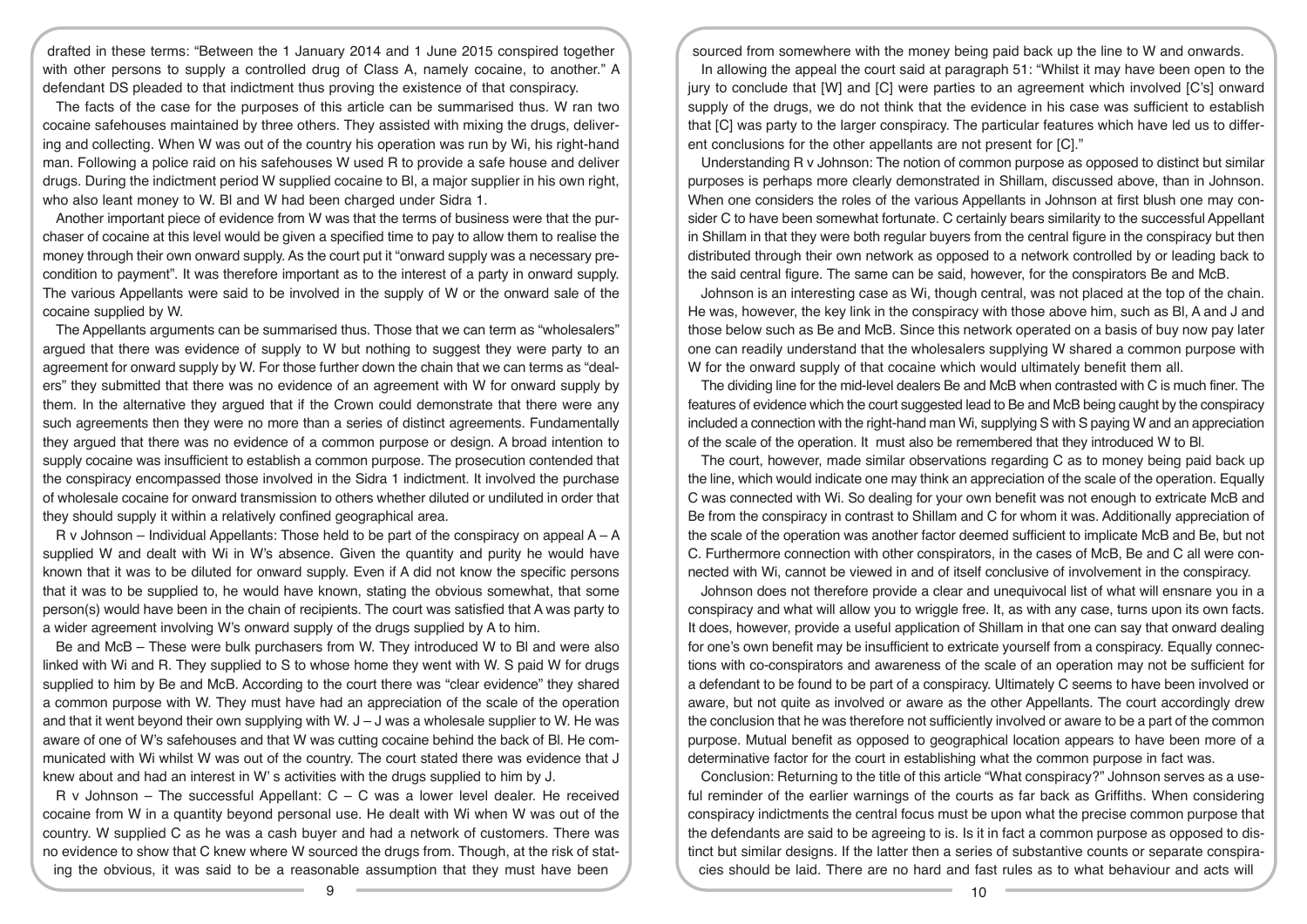drafted in these terms: "Between the 1 January 2014 and 1 June 2015 conspired together with other persons to supply a controlled drug of Class A, namely cocaine, to another." A defendant DS pleaded to that indictment thus proving the existence of that conspiracy.

The facts of the case for the purposes of this article can be summarised thus. W ran two cocaine safehouses maintained by three others. They assisted with mixing the drugs, delivering and collecting. When W was out of the country his operation was run by Wi, his right-hand man. Following a police raid on his safehouses W used R to provide a safe house and deliver drugs. During the indictment period W supplied cocaine to Bl, a major supplier in his own right, who also leant money to W. Bl and W had been charged under Sidra 1.

Another important piece of evidence from W was that the terms of business were that the purchaser of cocaine at this level would be given a specified time to pay to allow them to realise the money through their own onward supply. As the court put it "onward supply was a necessary precondition to payment". It was therefore important as to the interest of a party in onward supply. The various Appellants were said to be involved in the supply of W or the onward sale of the cocaine supplied by W.

The Appellants arguments can be summarised thus. Those that we can term as "wholesalers" argued that there was evidence of supply to W but nothing to suggest they were party to an agreement for onward supply by W. For those further down the chain that we can terms as "dealers" they submitted that there was no evidence of an agreement with W for onward supply by them. In the alternative they argued that if the Crown could demonstrate that there were any such agreements then they were no more than a series of distinct agreements. Fundamentally they argued that there was no evidence of a common purpose or design. A broad intention to supply cocaine was insufficient to establish a common purpose. The prosecution contended that the conspiracy encompassed those involved in the Sidra 1 indictment. It involved the purchase of wholesale cocaine for onward transmission to others whether diluted or undiluted in order that they should supply it within a relatively confined geographical area.

R v Johnson – Individual Appellants: Those held to be part of the conspiracy on appeal A – A supplied W and dealt with Wi in W's absence. Given the quantity and purity he would have known that it was to be diluted for onward supply. Even if A did not know the specific persons that it was to be supplied to, he would have known, stating the obvious somewhat, that some person(s) would have been in the chain of recipients. The court was satisfied that A was party to a wider agreement involving W's onward supply of the drugs supplied by A to him.

Be and McB – These were bulk purchasers from W. They introduced W to Bl and were also linked with Wi and R. They supplied to S to whose home they went with W. S paid W for drugs supplied to him by Be and McB. According to the court there was "clear evidence" they shared a common purpose with W. They must have had an appreciation of the scale of the operation and that it went beyond their own supplying with W. J – J was a wholesale supplier to W. He was aware of one of W's safehouses and that W was cutting cocaine behind the back of Bl. He communicated with Wi whilst W was out of the country. The court stated there was evidence that J knew about and had an interest in W' s activities with the drugs supplied to him by J.

R v Johnson – The successful Appellant: C – C was a lower level dealer. He received cocaine from W in a quantity beyond personal use. He dealt with Wi when W was out of the country. W supplied C as he was a cash buyer and had a network of customers. There was no evidence to show that C knew where W sourced the drugs from. Though, at the risk of stating the obvious, it was said to be a reasonable assumption that they must have been sourced from somewhere with the money being paid back up the line to W and onwards.

In allowing the appeal the court said at paragraph 51: "Whilst it may have been open to the jury to conclude that [W] and [C] were parties to an agreement which involved [C's] onward supply of the drugs, we do not think that the evidence in his case was sufficient to establish that [C] was party to the larger conspiracy. The particular features which have led us to different conclusions for the other appellants are not present for [C]."

Understanding R v Johnson: The notion of common purpose as opposed to distinct but similar purposes is perhaps more clearly demonstrated in Shillam, discussed above, than in Johnson. When one considers the roles of the various Appellants in Johnson at first blush one may consider C to have been somewhat fortunate. C certainly bears similarity to the successful Appellant in Shillam in that they were both regular buyers from the central figure in the conspiracy but then distributed through their own network as opposed to a network controlled by or leading back to the said central figure. The same can be said, however, for the conspirators Be and McB.

Johnson is an interesting case as Wi, though central, was not placed at the top of the chain. He was, however, the key link in the conspiracy with those above him, such as Bl, A and J and those below such as Be and McB. Since this network operated on a basis of buy now pay later one can readily understand that the wholesalers supplying W shared a common purpose with W for the onward supply of that cocaine which would ultimately benefit them all.

The dividing line for the mid-level dealers Be and McB when contrasted with C is much finer. The features of evidence which the court suggested lead to Be and McB being caught by the conspiracy included a connection with the right-hand man Wi, supplying S with S paying W and an appreciation of the scale of the operation. It must also be remembered that they introduced W to Bl.

The court, however, made similar observations regarding C as to money being paid back up the line, which would indicate one may think an appreciation of the scale of the operation. Equally C was connected with Wi. So dealing for your own benefit was not enough to extricate McB and Be from the conspiracy in contrast to Shillam and C for whom it was. Additionally appreciation of the scale of the operation was another factor deemed sufficient to implicate McB and Be, but not C. Furthermore connection with other conspirators, in the cases of McB, Be and C all were connected with Wi, cannot be viewed in and of itself conclusive of involvement in the conspiracy.

Johnson does not therefore provide a clear and unequivocal list of what will ensnare you in a conspiracy and what will allow you to wriggle free. It, as with any case, turns upon its own facts. It does, however, provide a useful application of Shillam in that one can say that onward dealing for one's own benefit may be insufficient to extricate yourself from a conspiracy. Equally connections with co-conspirators and awareness of the scale of an operation may not be sufficient for a defendant to be found to be part of a conspiracy. Ultimately C seems to have been involved or aware, but not quite as involved or aware as the other Appellants. The court accordingly drew the conclusion that he was therefore not sufficiently involved or aware to be a part of the common purpose. Mutual benefit as opposed to geographical location appears to have been more of a determinative factor for the court in establishing what the common purpose in fact was.

Conclusion: Returning to the title of this article "What conspiracy?" Johnson serves as a useful reminder of the earlier warnings of the courts as far back as Griffiths. When considering conspiracy indictments the central focus must be upon what the precise common purpose that the defendants are said to be agreeing to is. Is it in fact a common purpose as opposed to distinct but similar designs. If the latter then a series of substantive counts or separate conspiracies should be laid. There are no hard and fast rules as to what behaviour and acts will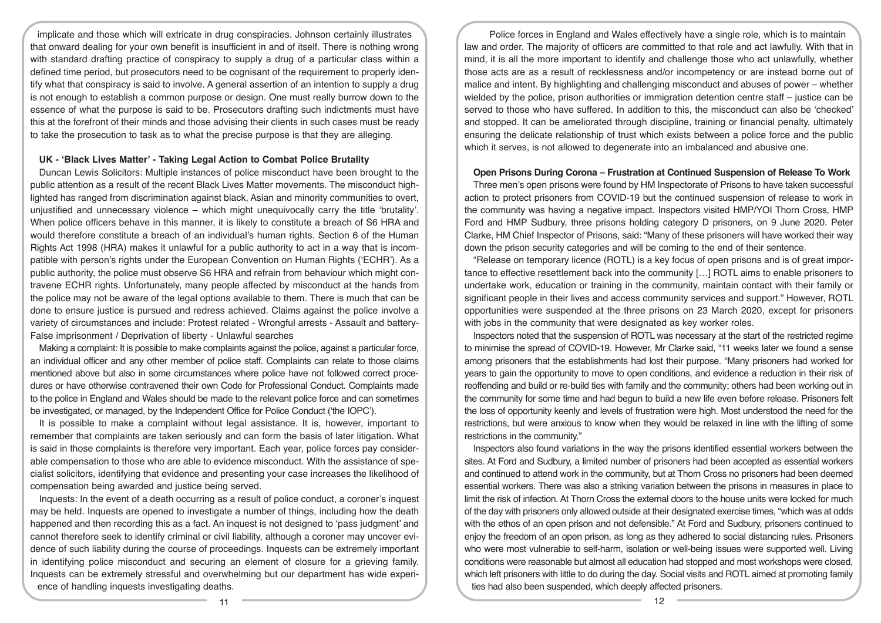implicate and those which will extricate in drug conspiracies. Johnson certainly illustrates that onward dealing for your own benefit is insufficient in and of itself. There is nothing wrong with standard drafting practice of conspiracy to supply a drug of a particular class within a defined time period, but prosecutors need to be cognisant of the requirement to properly identify what that conspiracy is said to involve. A general assertion of an intention to supply a drug is not enough to establish a common purpose or design. One must really burrow down to the essence of what the purpose is said to be. Prosecutors drafting such indictments must have this at the forefront of their minds and those advising their clients in such cases must be ready to take the prosecution to task as to what the precise purpose is that they are alleging.

**UK - 'Black Lives Matter' - Taking Legal Action to Combat Police Brutality**

Duncan Lewis Solicitors: Multiple instances of police misconduct have been brought to the public attention as a result of the recent Black Lives Matter movements. The misconduct highlighted has ranged from discrimination against black, Asian and minority communities to overt, unjustified and unnecessary violence – which might unequivocally carry the title 'brutality'. When police officers behave in this manner, it is likely to constitute a breach of S6 HRA and would therefore constitute a breach of an individual's human rights. Section 6 of the Human Rights Act 1998 (HRA) makes it unlawful for a public authority to act in a way that is incompatible with person's rights under the European Convention on Human Rights ('ECHR'). As a public authority, the police must observe S6 HRA and refrain from behaviour which might contravene ECHR rights. Unfortunately, many people affected by misconduct at the hands from the police may not be aware of the legal options available to them. There is much that can be done to ensure justice is pursued and redress achieved. Claims against the police involve a variety of circumstances and include: Protest related - Wrongful arrests - Assault and battery- False imprisonment / Deprivation of liberty - Unlawful searches

Making a complaint: It is possible to make complaints against the police, against a particular force, an individual officer and any other member of police staff. Complaints can relate to those claims mentioned above but also in some circumstances where police have not followed correct procedures or have otherwise contravened their own Code for Professional Conduct. Complaints made to the police in England and Wales should be made to the relevant police force and can sometimes be investigated, or managed, by the Independent Office for Police Conduct ('the IOPC').

It is possible to make a complaint without legal assistance. It is, however, important to remember that complaints are taken seriously and can form the basis of later litigation. What is said in those complaints is therefore very important. Each year, police forces pay considerable compensation to those who are able to evidence misconduct. With the assistance of specialist solicitors, identifying that evidence and presenting your case increases the likelihood of compensation being awarded and justice being served.

Inquests: In the event of a death occurring as a result of police conduct, a coroner's inquest may be held. Inquests are opened to investigate a number of things, including how the death happened and then recording this as a fact. An inquest is not designed to 'pass judgment' and cannot therefore seek to identify criminal or civil liability, although a coroner may uncover evidence of such liability during the course of proceedings. Inquests can be extremely important in identifying police misconduct and securing an element of closure for a grieving family. Inquests can be extremely stressful and overwhelming but our department has wide experience of handling inquests investigating deaths.

Police forces in England and Wales effectively have a single role, which is to maintain law and order. The majority of officers are committed to that role and act lawfully. With that in mind, it is all the more important to identify and challenge those who act unlawfully, whether those acts are as a result of recklessness and/or incompetency or are instead borne out of malice and intent. By highlighting and challenging misconduct and abuses of power – whether wielded by the police, prison authorities or immigration detention centre staff – justice can be served to those who have suffered. In addition to this, the misconduct can also be 'checked' and stopped. It can be ameliorated through discipline, training or financial penalty, ultimately ensuring the delicate relationship of trust which exists between a police force and the public which it serves, is not allowed to degenerate into an imbalanced and abusive one.

**Open Prisons During Corona – Frustration at Continued Suspension of Release To Work**

Three men's open prisons were found by HM Inspectorate of Prisons to have taken successful action to protect prisoners from COVID-19 but the continued suspension of release to work in the community was having a negative impact. Inspectors visited HMP/YOI Thorn Cross, HMP Ford and HMP Sudbury, three prisons holding category D prisoners, on 9 June 2020. Peter Clarke, HM Chief Inspector of Prisons, said: "Many of these prisoners will have worked their way down the prison security categories and will be coming to the end of their sentence.

"Release on temporary licence (ROTL) is a key focus of open prisons and is of great importance to effective resettlement back into the community […] ROTL aims to enable prisoners to undertake work, education or training in the community, maintain contact with their family or significant people in their lives and access community services and support." However, ROTL opportunities were suspended at the three prisons on 23 March 2020, except for prisoners with jobs in the community that were designated as key worker roles.

Inspectors noted that the suspension of ROTL was necessary at the start of the restricted regime to minimise the spread of COVID-19. However, Mr Clarke said, "11 weeks later we found a sense among prisoners that the establishments had lost their purpose. "Many prisoners had worked for years to gain the opportunity to move to open conditions, and evidence a reduction in their risk of reoffending and build or re-build ties with family and the community; others had been working out in the community for some time and had begun to build a new life even before release. Prisoners felt the loss of opportunity keenly and levels of frustration were high. Most understood the need for the restrictions, but were anxious to know when they would be relaxed in line with the lifting of some restrictions in the community."

Inspectors also found variations in the way the prisons identified essential workers between the sites. At Ford and Sudbury, a limited number of prisoners had been accepted as essential workers and continued to attend work in the community, but at Thorn Cross no prisoners had been deemed essential workers. There was also a striking variation between the prisons in measures in place to limit the risk of infection. At Thorn Cross the external doors to the house units were locked for much of the day with prisoners only allowed outside at their designated exercise times, "which was at odds with the ethos of an open prison and not defensible." At Ford and Sudbury, prisoners continued to enjoy the freedom of an open prison, as long as they adhered to social distancing rules. Prisoners who were most vulnerable to self-harm, isolation or well-being issues were supported well. Living conditions were reasonable but almost all education had stopped and most workshops were closed, which left prisoners with little to do during the day. Social visits and ROTL aimed at promoting family ties had also been suspended, which deeply affected prisoners.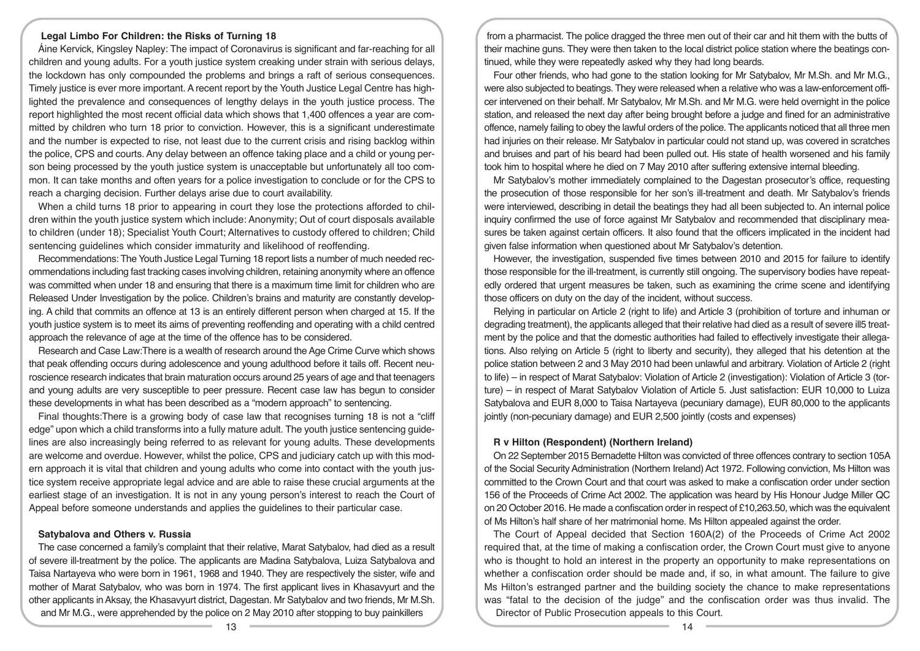## Legal Limbo For Children: the Risks of Turning 18

Áine Kervick, Kingsley Napley: The impact of Coronavirus is significant and far-reaching for all children and young adults. For a youth justice system creaking under strain with serious delays, the lockdown has only compounded the problems and brings a raft of serious consequences. Timely justice is ever more important. A recent report by the Youth Justice Legal Centre has highlighted the prevalence and consequences of lengthy delays in the youth justice process. The report highlighted the most recent official data which shows that 1,400 offences a year are committed by children who turn 18 prior to conviction. However, this is a significant underestimate and the number is expected to rise, not least due to the current crisis and rising backlog within the police, CPS and courts. Any delay between an offence taking place and a child or young person being processed by the youth justice system is unacceptable but unfortunately all too common. It can take months and often years for a police investigation to conclude or for the CPS to reach a charging decision. Further delays arise due to court availability.

When a child turns 18 prior to appearing in court they lose the protections afforded to children within the youth justice system which include: Anonymity; Out of court disposals available to children (under 18); Specialist Youth Court; Alternatives to custody offered to children; Child sentencing guidelines which consider immaturity and likelihood of reoffending.

Recommendations: The Youth Justice Legal Turning 18 report lists a number of much needed recommendations including fast tracking cases involving children, retaining anonymity where an offence was committed when under 18 and ensuring that there is a maximum time limit for children who are Released Under Investigation by the police. Children's brains and maturity are constantly developing. A child that commits an offence at 13 is an entirely different person when charged at 15. If the youth justice system is to meet its aims of preventing reoffending and operating with a child centred approach the relevance of age at the time of the offence has to be considered.

Research and Case Law:There is a wealth of research around the Age Crime Curve which shows that peak offending occurs during adolescence and young adulthood before it tails off. Recent neuroscience research indicates that brain maturation occurs around 25 years of age and that teenagers and young adults are very susceptible to peer pressure. Recent case law has begun to consider these developments in what has been described as a "modern approach" to sentencing.

Final thoughts:There is a growing body of case law that recognises turning 18 is not a "cliff edge" upon which a child transforms into a fully mature adult. The youth justice sentencing guidelines are also increasingly being referred to as relevant for young adults. These developments are welcome and overdue. However, whilst the police, CPS and judiciary catch up with this modern approach it is vital that children and young adults who come into contact with the youth justice system receive appropriate legal advice and are able to raise these crucial arguments at the earliest stage of an investigation. It is not in any young person's interest to reach the Court of Appeal before someone understands and applies the guidelines to their particular case.

## Satybalova and Others v. Russia

The case concerned a family's complaint that their relative, Marat Satybalov, had died as a result of severe ill-treatment by the police. The applicants are Madina Satybalova, Luiza Satybalova and Taisa Nartayeva who were born in 1961, 1968 and 1940. They are respectively the sister, wife and mother of Marat Satybalov, who was born in 1974. The first applicant lives in Khasavyurt and the other applicants in Aksay, the Khasavyurt district, Dagestan. Mr Satybalov and two friends, Mr M.Sh. and Mr M.G., were apprehended by the police on 2 May 2010 after stopping to buy painkillers from a pharmacist. The police dragged the three men out of their car and hit them with the butts of their machine guns. They were then taken to the local district police station where the beatings continued, while they were repeatedly asked why they had long beards.

Four other friends, who had gone to the station looking for Mr Satybalov, Mr M.Sh. and Mr M.G., were also subjected to beatings. They were released when a relative who was a law-enforcement officer intervened on their behalf. Mr Satybalov, Mr M.Sh. and Mr M.G. were held overnight in the police station, and released the next day after being brought before a judge and fined for an administrative offence, namely failing to obey the lawful orders of the police. The applicants noticed that all three men had injuries on their release. Mr Satybalov in particular could not stand up, was covered in scratches and bruises and part of his beard had been pulled out. His state of health worsened and his family took him to hospital where he died on 7 May 2010 after suffering extensive internal bleeding.

Mr Satybalov's mother immediately complained to the Dagestan prosecutor's office, requesting the prosecution of those responsible for her son's ill-treatment and death. Mr Satybalov's friends were interviewed, describing in detail the beatings they had all been subjected to. An internal police inquiry confirmed the use of force against Mr Satybalov and recommended that disciplinary measures be taken against certain officers. It also found that the officers implicated in the incident had given false information when questioned about Mr Satybalov's detention.

However, the investigation, suspended five times between 2010 and 2015 for failure to identify those responsible for the ill-treatment, is currently still ongoing. The supervisory bodies have repeatedly ordered that urgent measures be taken, such as examining the crime scene and identifying those officers on duty on the day of the incident, without success.

Relying in particular on Article 2 (right to life) and Article 3 (prohibition of torture and inhuman or degrading treatment), the applicants alleged that their relative had died as a result of severe ill5 treatment by the police and that the domestic authorities had failed to effectively investigate their allegations. Also relying on Article 5 (right to liberty and security), they alleged that his detention at the police station between 2 and 3 May 2010 had been unlawful and arbitrary. Violation of Article 2 (right to life) – in respect of Marat Satybalov: Violation of Article 2 (investigation): Violation of Article 3 (torture) – in respect of Marat Satybalov Violation of Article 5. Just satisfaction: EUR 10,000 to Luiza Satybalova and EUR 8,000 to Taisa Nartayeva (pecuniary damage), EUR 80,000 to the applicants jointly (non-pecuniary damage) and EUR 2,500 jointly (costs and expenses)

## R v Hilton (Respondent) (Northern Ireland)

On 22 September 2015 Bernadette Hilton was convicted of three offences contrary to section 105A of the Social Security Administration (Northern Ireland) Act 1972. Following conviction, Ms Hilton was committed to the Crown Court and that court was asked to make a confiscation order under section 156 of the Proceeds of Crime Act 2002. The application was heard by His Honour Judge Miller QC on 20 October 2016. He made a confiscation order in respect of £10,263.50, which was the equivalent of Ms Hilton's half share of her matrimonial home. Ms Hilton appealed against the order.

The Court of Appeal decided that Section 160A(2) of the Proceeds of Crime Act 2002 required that, at the time of making a confiscation order, the Crown Court must give to anyone who is thought to hold an interest in the property an opportunity to make representations on whether a confiscation order should be made and, if so, in what amount. The failure to give Ms Hilton's estranged partner and the building society the chance to make representations was "fatal to the decision of the judge" and the confiscation order was thus invalid. The Director of Public Prosecution appeals to this Court.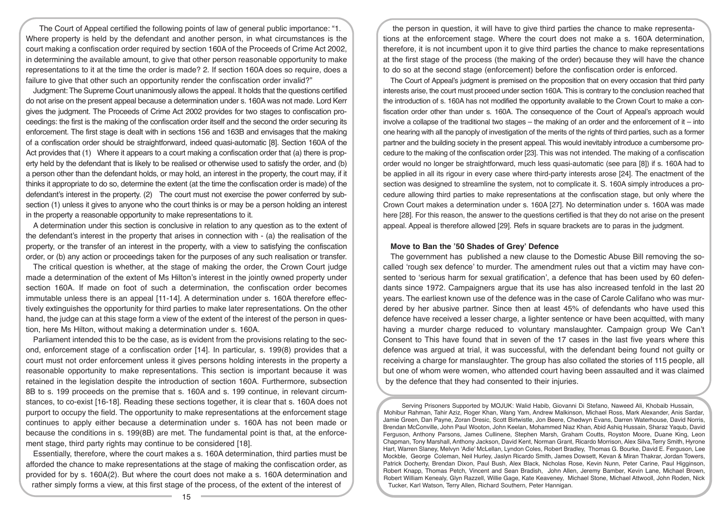The Court of Appeal certified the following points of law of general public importance: "1. Where property is held by the defendant and another person, in what circumstances is the court making a confiscation order required by section 160A of the Proceeds of Crime Act 2002, in determining the available amount, to give that other person reasonable opportunity to make representations to it at the time the order is made? 2. If section 160A does so require, does a failure to give that other such an opportunity render the confiscation order invalid?"

Judgment: The Supreme Court unanimously allows the appeal. It holds that the questions certified do not arise on the present appeal because a determination under s. 160A was not made. Lord Kerr gives the judgment. The Proceeds of Crime Act 2002 provides for two stages to confiscation proceedings: the first is the making of the confiscation order itself and the second the order securing its enforcement. The first stage is dealt with in sections 156 and 163B and envisages that the making of a confiscation order should be straightforward, indeed quasi-automatic [8]. Section 160A of the Act provides that (1) Where it appears to a court making a confiscation order that (a) there is property held by the defendant that is likely to be realised or otherwise used to satisfy the order, and (b) a person other than the defendant holds, or may hold, an interest in the property, the court may, if it thinks it appropriate to do so, determine the extent (at the time the confiscation order is made) of the defendant's interest in the property. (2) The court must not exercise the power conferred by subsection (1) unless it gives to anyone who the court thinks is or may be a person holding an interest in the property a reasonable opportunity to make representations to it.

A determination under this section is conclusive in relation to any question as to the extent of the defendant's interest in the property that arises in connection with - (a) the realisation of the property, or the transfer of an interest in the property, with a view to satisfying the confiscation order, or (b) any action or proceedings taken for the purposes of any such realisation or transfer.

The critical question is whether, at the stage of making the order, the Crown Court judge made a determination of the extent of Ms Hilton's interest in the jointly owned property under section 160A. If made on foot of such a determination, the confiscation order becomes immutable unless there is an appeal [11-14]. A determination under s. 160A therefore effectively extinguishes the opportunity for third parties to make later representations. On the other hand, the judge can at this stage form a view of the extent of the interest of the person in question, here Ms Hilton, without making a determination under s. 160A.

Parliament intended this to be the case, as is evident from the provisions relating to the second, enforcement stage of a confiscation order [14]. In particular, s. 199(8) provides that a court must not order enforcement unless it gives persons holding interests in the property a reasonable opportunity to make representations. This section is important because it was retained in the legislation despite the introduction of section 160A. Furthermore, subsection 8B to s. 199 proceeds on the premise that s. 160A and s. 199 continue, in relevant circumstances, to co-exist [16-18]. Reading these sections together, it is clear that s. 160A does not purport to occupy the field. The opportunity to make representations at the enforcement stage continues to apply either because a determination under s. 160A has not been made or because the conditions in s. 199(8B) are met. The fundamental point is that, at the enforcement stage, third party rights may continue to be considered [18].

Essentially, therefore, where the court makes a s. 160A determination, third parties must be afforded the chance to make representations at the stage of making the confiscation order, as provided for by s. 160A(2). But where the court does not make a s. 160A determination and rather simply forms a view, at this first stage of the process, of the extent of the interest of the person in question, it will have to give third parties the chance to make representations at the enforcement stage. Where the court does not make a s. 160A determination, therefore, it is not incumbent upon it to give third parties the chance to make representations at the first stage of the process (the making of the order) because they will have the chance to do so at the second stage (enforcement) before the confiscation order is enforced.

The Court of Appeal's judgment is premised on the proposition that on every occasion that third party interests arise, the court must proceed under section 160A. This is contrary to the conclusion reached that the introduction of s. 160A has not modified the opportunity available to the Crown Court to make a confiscation order other than under s. 160A. The consequence of the Court of Appeal's approach would involve a collapse of the traditional two stages – the making of an order and the enforcement of it – into one hearing with all the panoply of investigation of the merits of the rights of third parties, such as a former partner and the building society in the present appeal. This would inevitably introduce a cumbersome procedure to the making of the confiscation order [23]. This was not intended. The making of a confiscation order would no longer be straightforward, much less quasi-automatic (see para [8]) if s. 160A had to be applied in all its rigour in every case where third-party interests arose [24]. The enactment of the section was designed to streamline the system, not to complicate it. S. 160A simply introduces a procedure allowing third parties to make representations at the confiscation stage, but only where the Crown Court makes a determination under s. 160A [27]. No determination under s. 160A was made here [28]. For this reason, the answer to the questions certified is that they do not arise on the present appeal. Appeal is therefore allowed [29]. Refs in square brackets are to paras in the judgment.

## Move to Ban the '50 Shades of Grey' Defence

The government has published a new clause to the Domestic Abuse Bill removing the so-called 'rough sex defence' to murder. The amendment rules out that a victim may have consented to 'serious harm for sexual gratification', a defence that has been used by 60 defendants since 1972. Campaigners argue that its use has also increased tenfold in the last 20 years. The earliest known use of the defence was in the case of Carole Califano who was murdered by her abusive partner. Since then at least 45% of defendants who have used this defence have received a lesser charge, a lighter sentence or have been acquitted, with many having a murder charge reduced to voluntary manslaughter. Campaign group We Can't Consent to This have found that in seven of the 17 cases in the last five years where this defence was argued at trial, it was successful, with the defendant being found not guilty or receiving a charge for manslaughter. The group has also collated the stories of 115 people, all but one of whom were women, who attended court having been assaulted and it was claimed by the defence that they had consented to their injuries.

Serving Prisoners Supported by MOJUK: Walid Habib, Giovanni Di Stefano, Naweed Ali, Khobaib Hussain, Mohibur Rahman, Tahir Aziz, Roger Khan, Wang Yam, Andrew Malkinson, Michael Ross, Mark Alexander, Anis Sardar, Jamie Green, Dan Payne, Zoran Dresic, Scott Birtwistle, Jon Beere, Chedwyn Evans, Darren Waterhouse, David Norris, Brendan McConville, John Paul Wooton, John Keelan, Mohammed Niaz Khan, Abid Ashiq Hussain, Sharaz Yaqub, David Ferguson, Anthony Parsons, James Cullinene, Stephen Marsh, Graham Coutts, Royston Moore, Duane King, Leon Chapman, Tony Marshall, Anthony Jackson, David Kent, Norman Grant, Ricardo Morrison, Alex Silva,Terry Smith, Hyrone Hart, Warren Slaney, Melvyn 'Adie' McLellan, Lyndon Coles, Robert Bradley, Thomas G. Bourke, David E. Ferguson, Lee Mockble, George Coleman, Neil Hurley, Jaslyn Ricardo Smith, James Dowsett, Kevan & Miran Thakrar, Jordan Towers, Patrick Docherty, Brendan Dixon, Paul Bush, Alex Black, Nicholas Rose, Kevin Nunn, Peter Carine, Paul Higginson, Robert Knapp, Thomas Petch, Vincent and Sean Bradish, John Allen, Jeremy Bamber, Kevin Lane, Michael Brown, Robert William Kenealy, Glyn Razzell, Willie Gage, Kate Keaveney, Michael Stone, Michael Attwooll, John Roden, Nick Tucker, Karl Watson, Terry Allen, Richard Southern, Peter Hannigan.